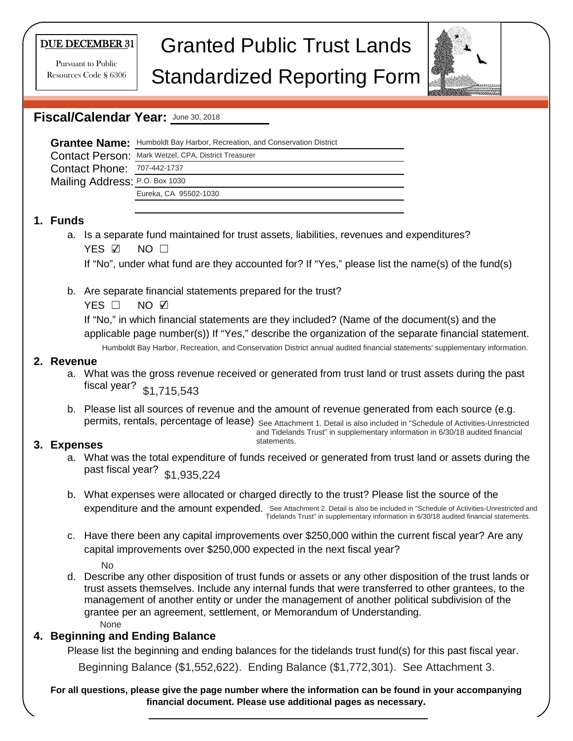DUE DECEMBER 31

Pursuant to Public Resources Code § 6306

# Granted Public Trust Lands Standardized Reporting Form

## Fiscal/Calendar Year: June 30, 2018

**Grantee Name:** Humboldt Bay Harbor, Recreation, and Conservation District

Contact Person: Mark Wetzel, CPA, District Treasurer

Contact Phone: 707-442-1737

Mailing Address: P.O. Box 1030
Eureka, CA 95502-1030

### 1. Funds

a. Is a separate fund maintained for trust assets, liabilities, revenues and expenditures?

YES ☑ NO ☐

If "No", under what fund are they accounted for? If "Yes," please list the name(s) of the fund(s)

b. Are separate financial statements prepared for the trust?

YES ☐ NO ☑

If "No," in which financial statements are they included? (Name of the document(s) and the applicable page number(s)) If "Yes," describe the organization of the separate financial statement.

Humboldt Bay Harbor, Recreation, and Conservation District annual audited financial statements' supplementary information.

### 2. Revenue

a. What was the gross revenue received or generated from trust land or trust assets during the past fiscal year? $1,715,543

b. Please list all sources of revenue and the amount of revenue generated from each source (e.g. permits, rentals, percentage of lease) See Attachment 1. Detail is also included in "Schedule of Activities-Unrestricted and Tidelands Trust" in supplementary information in 6/30/18 audited financial statements.

### 3. Expenses

a. What was the total expenditure of funds received or generated from trust land or assets during the past fiscal year? $1,935,224

b. What expenses were allocated or charged directly to the trust? Please list the source of the expenditure and the amount expended. See Attachment 2. Detail is also be included in "Schedule of Activities-Unrestricted and Tidelands Trust" in supplementary information in 6/30/18 audited financial statements.

c. Have there been any capital improvements over $250,000 within the current fiscal year? Are any capital improvements over $250,000 expected in the next fiscal year?

No

d. Describe any other disposition of trust funds or assets or any other disposition of the trust lands or trust assets themselves. Include any internal funds that were transferred to other grantees, to the management of another entity or under the management of another political subdivision of the grantee per an agreement, settlement, or Memorandum of Understanding.

None

### 4. Beginning and Ending Balance

Please list the beginning and ending balances for the tidelands trust fund(s) for this past fiscal year.

Beginning Balance ($1,552,622). Ending Balance ($1,772,301). See Attachment 3.

**For all questions, please give the page number where the information can be found in your accompanying financial document. Please use additional pages as necessary.**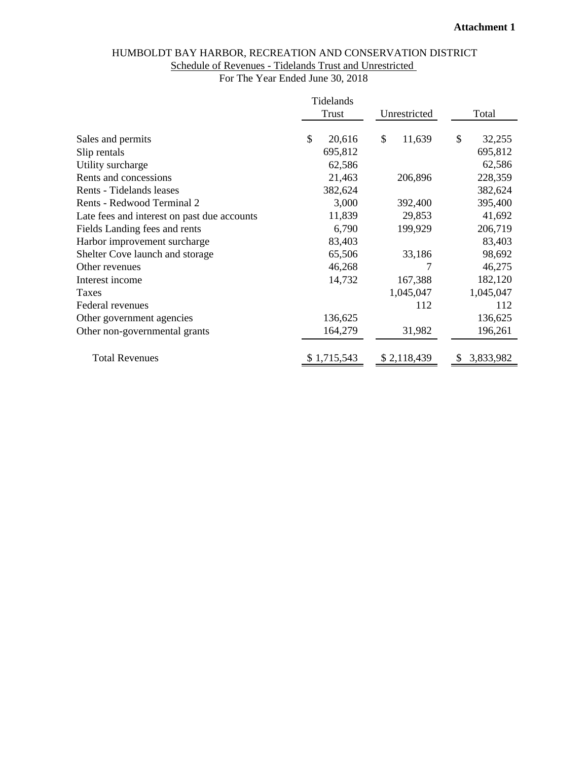**Attachment 1**

HUMBOLDT BAY HARBOR, RECREATION AND CONSERVATION DISTRICT

Schedule of Revenues - Tidelands Trust and Unrestricted

For The Year Ended June 30, 2018

| | Tidelands Trust | Unrestricted | Total |
|---|---|---|---|
| Sales and permits | $ 20,616 | $ 11,639 | $ 32,255 |
| Slip rentals | 695,812 | | 695,812 |
| Utility surcharge | 62,586 | | 62,586 |
| Rents and concessions | 21,463 | 206,896 | 228,359 |
| Rents - Tidelands leases | 382,624 | | 382,624 |
| Rents - Redwood Terminal 2 | 3,000 | 392,400 | 395,400 |
| Late fees and interest on past due accounts | 11,839 | 29,853 | 41,692 |
| Fields Landing fees and rents | 6,790 | 199,929 | 206,719 |
| Harbor improvement surcharge | 83,403 | | 83,403 |
| Shelter Cove launch and storage | 65,506 | 33,186 | 98,692 |
| Other revenues | 46,268 | 7 | 46,275 |
| Interest income | 14,732 | 167,388 | 182,120 |
| Taxes | | 1,045,047 | 1,045,047 |
| Federal revenues | | 112 | 112 |
| Other government agencies | 136,625 | | 136,625 |
| Other non-governmental grants | 164,279 | 31,982 | 196,261 |
| Total Revenues | $ 1,715,543 | $ 2,118,439 | $ 3,833,982 |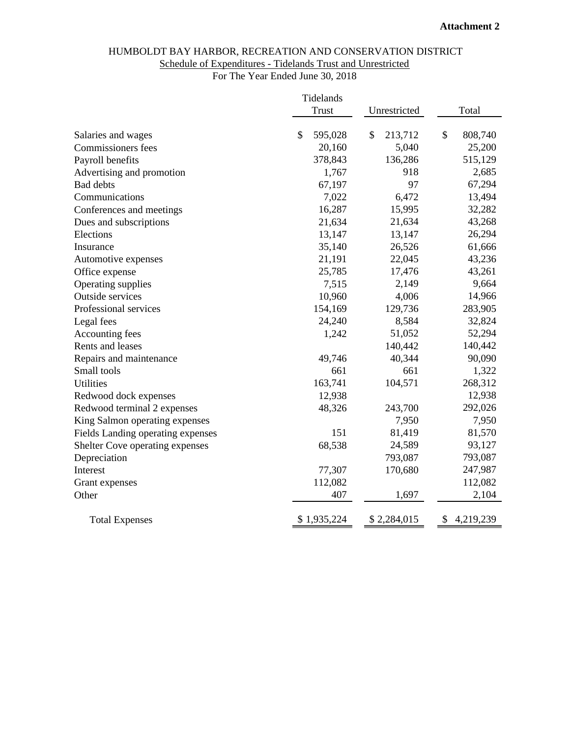**Attachment 2**

# HUMBOLDT BAY HARBOR, RECREATION AND CONSERVATION DISTRICT

## Schedule of Expenditures - Tidelands Trust and Unrestricted

For The Year Ended June 30, 2018

| | Tidelands Trust | Unrestricted | Total |
|---|---|---|---|
| Salaries and wages | $ 595,028 | $ 213,712 | $ 808,740 |
| Commissioners fees | 20,160 | 5,040 | 25,200 |
| Payroll benefits | 378,843 | 136,286 | 515,129 |
| Advertising and promotion | 1,767 | 918 | 2,685 |
| Bad debts | 67,197 | 97 | 67,294 |
| Communications | 7,022 | 6,472 | 13,494 |
| Conferences and meetings | 16,287 | 15,995 | 32,282 |
| Dues and subscriptions | 21,634 | 21,634 | 43,268 |
| Elections | 13,147 | 13,147 | 26,294 |
| Insurance | 35,140 | 26,526 | 61,666 |
| Automotive expenses | 21,191 | 22,045 | 43,236 |
| Office expense | 25,785 | 17,476 | 43,261 |
| Operating supplies | 7,515 | 2,149 | 9,664 |
| Outside services | 10,960 | 4,006 | 14,966 |
| Professional services | 154,169 | 129,736 | 283,905 |
| Legal fees | 24,240 | 8,584 | 32,824 |
| Accounting fees | 1,242 | 51,052 | 52,294 |
| Rents and leases | | 140,442 | 140,442 |
| Repairs and maintenance | 49,746 | 40,344 | 90,090 |
| Small tools | 661 | 661 | 1,322 |
| Utilities | 163,741 | 104,571 | 268,312 |
| Redwood dock expenses | 12,938 | | 12,938 |
| Redwood terminal 2 expenses | 48,326 | 243,700 | 292,026 |
| King Salmon operating expenses | | 7,950 | 7,950 |
| Fields Landing operating expenses | 151 | 81,419 | 81,570 |
| Shelter Cove operating expenses | 68,538 | 24,589 | 93,127 |
| Depreciation | | 793,087 | 793,087 |
| Interest | 77,307 | 170,680 | 247,987 |
| Grant expenses | 112,082 | | 112,082 |
| Other | 407 | 1,697 | 2,104 |
| Total Expenses | $ 1,935,224 | $ 2,284,015 | $ 4,219,239 |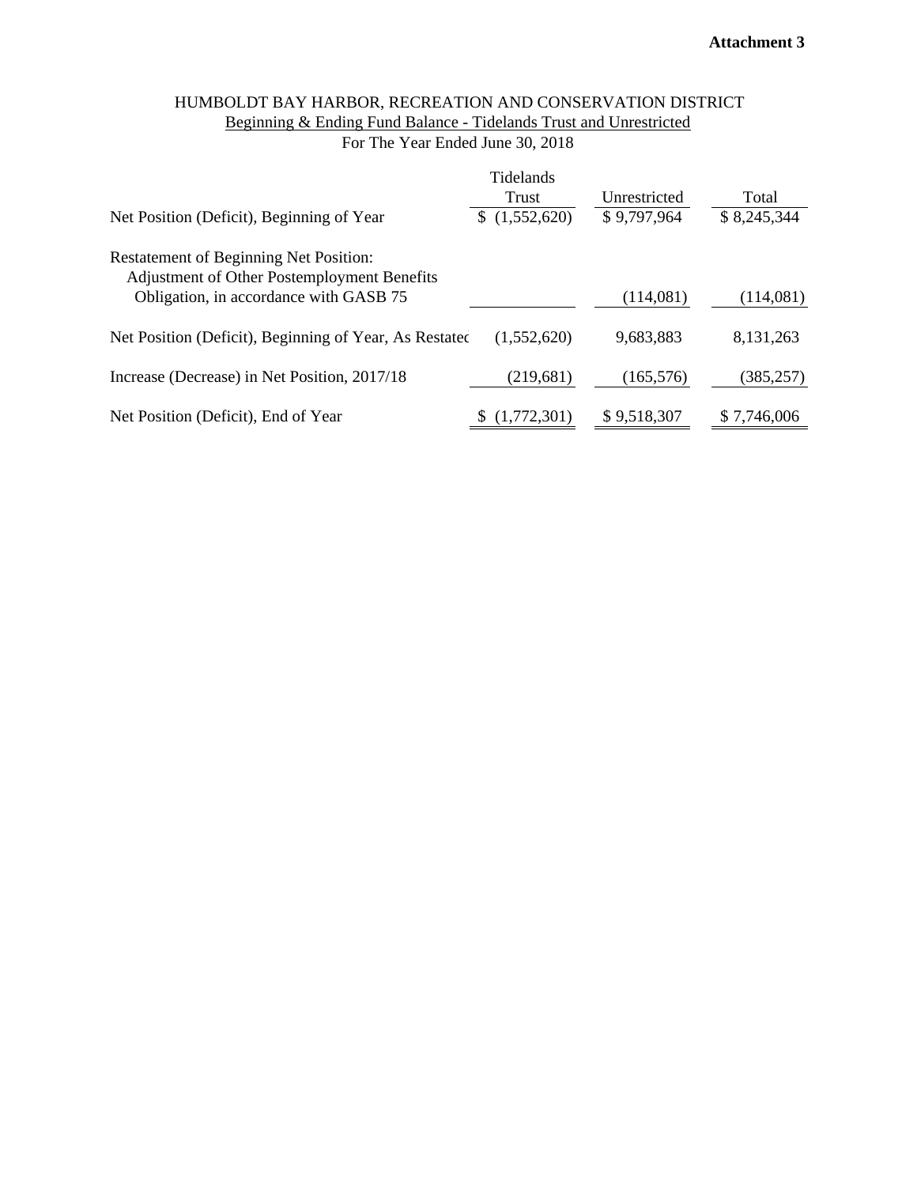**Attachment 3**

HUMBOLDT BAY HARBOR, RECREATION AND CONSERVATION DISTRICT

Beginning & Ending Fund Balance - Tidelands Trust and Unrestricted

For The Year Ended June 30, 2018

| | Tidelands Trust | Unrestricted | Total |
|---|---|---|---|
| Net Position (Deficit), Beginning of Year | $ (1,552,620) | $ 9,797,964 | $ 8,245,344 |
| Restatement of Beginning Net Position: | | | |
| Adjustment of Other Postemployment Benefits Obligation, in accordance with GASB 75 | | (114,081) | (114,081) |
| Net Position (Deficit), Beginning of Year, As Restated | (1,552,620) | 9,683,883 | 8,131,263 |
| Increase (Decrease) in Net Position, 2017/18 | (219,681) | (165,576) | (385,257) |
| Net Position (Deficit), End of Year | $ (1,772,301) | $ 9,518,307 | $ 7,746,006 |